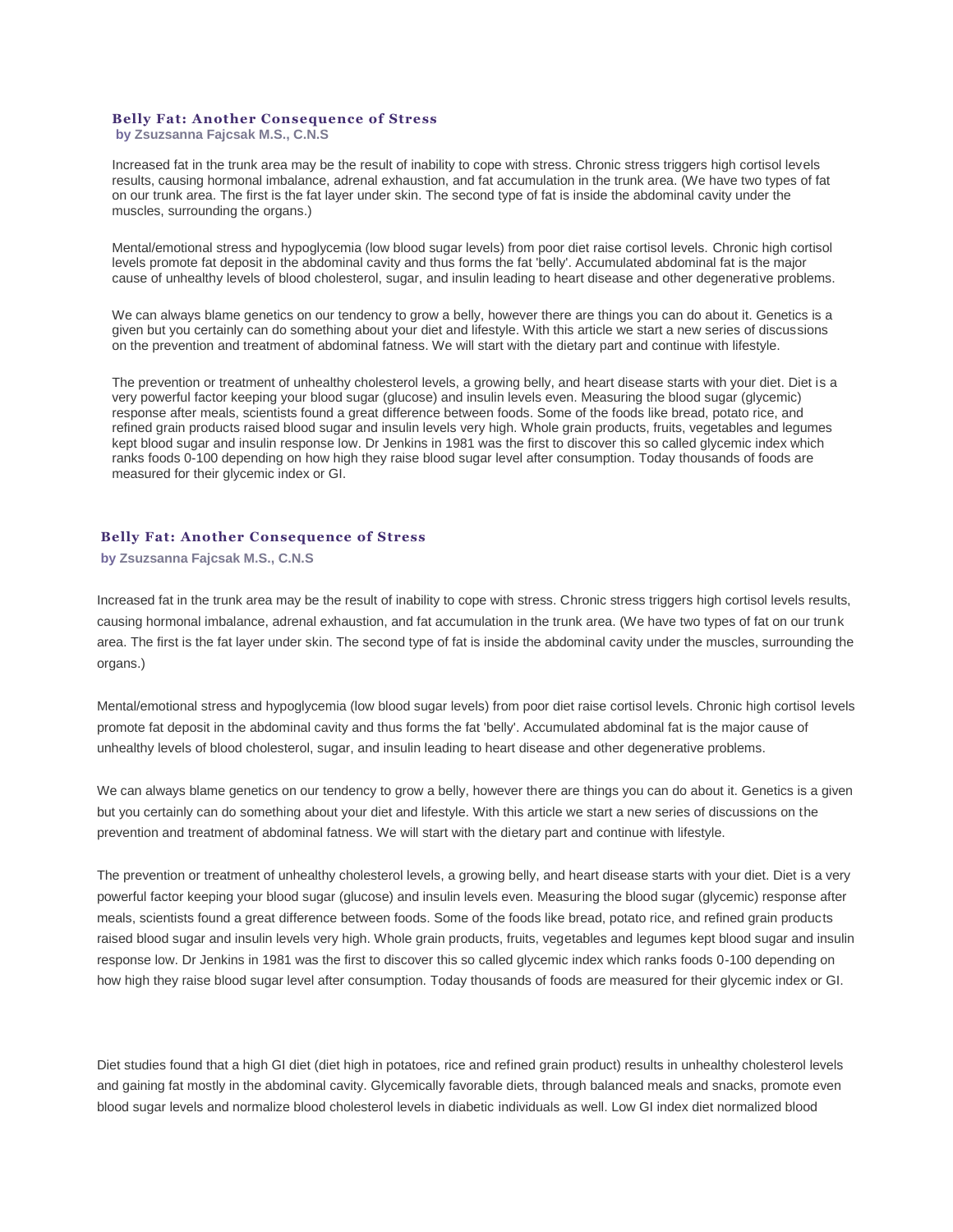### Belly Fat: Another Consequence of Stress

**by Zsuzsanna Fajcsak M.S., C.N.S**

Increased fat in the trunk area may be the result of inability to cope with stress. Chronic stress triggers high cortisol levels results, causing hormonal imbalance, adrenal exhaustion, and fat accumulation in the trunk area. (We have two types of fat on our trunk area. The first is the fat layer under skin. The second type of fat is inside the abdominal cavity under the muscles, surrounding the organs.)

Mental/emotional stress and hypoglycemia (low blood sugar levels) from poor diet raise cortisol levels. Chronic high cortisol levels promote fat deposit in the abdominal cavity and thus forms the fat 'belly'. Accumulated abdominal fat is the major cause of unhealthy levels of blood cholesterol, sugar, and insulin leading to heart disease and other degenerative problems.

We can always blame genetics on our tendency to grow a belly, however there are things you can do about it. Genetics is a given but you certainly can do something about your diet and lifestyle. With this article we start a new series of discussions on the prevention and treatment of abdominal fatness. We will start with the dietary part and continue with lifestyle.

The prevention or treatment of unhealthy cholesterol levels, a growing belly, and heart disease starts with your diet. Diet is a very powerful factor keeping your blood sugar (glucose) and insulin levels even. Measuring the blood sugar (glycemic) response after meals, scientists found a great difference between foods. Some of the foods like bread, potato rice, and refined grain products raised blood sugar and insulin levels very high. Whole grain products, fruits, vegetables and legumes kept blood sugar and insulin response low. Dr Jenkins in 1981 was the first to discover this so called glycemic index which ranks foods 0-100 depending on how high they raise blood sugar level after consumption. Today thousands of foods are measured for their glycemic index or GI.

### Belly Fat: Another Consequence of Stress

**by Zsuzsanna Fajcsak M.S., C.N.S**

Increased fat in the trunk area may be the result of inability to cope with stress. Chronic stress triggers high cortisol levels results, causing hormonal imbalance, adrenal exhaustion, and fat accumulation in the trunk area. (We have two types of fat on our trunk area. The first is the fat layer under skin. The second type of fat is inside the abdominal cavity under the muscles, surrounding the organs.)

Mental/emotional stress and hypoglycemia (low blood sugar levels) from poor diet raise cortisol levels. Chronic high cortisol levels promote fat deposit in the abdominal cavity and thus forms the fat 'belly'. Accumulated abdominal fat is the major cause of unhealthy levels of blood cholesterol, sugar, and insulin leading to heart disease and other degenerative problems.

We can always blame genetics on our tendency to grow a belly, however there are things you can do about it. Genetics is a given but you certainly can do something about your diet and lifestyle. With this article we start a new series of discussions on the prevention and treatment of abdominal fatness. We will start with the dietary part and continue with lifestyle.

The prevention or treatment of unhealthy cholesterol levels, a growing belly, and heart disease starts with your diet. Diet is a very powerful factor keeping your blood sugar (glucose) and insulin levels even. Measuring the blood sugar (glycemic) response after meals, scientists found a great difference between foods. Some of the foods like bread, potato rice, and refined grain products raised blood sugar and insulin levels very high. Whole grain products, fruits, vegetables and legumes kept blood sugar and insulin response low. Dr Jenkins in 1981 was the first to discover this so called glycemic index which ranks foods 0-100 depending on how high they raise blood sugar level after consumption. Today thousands of foods are measured for their glycemic index or GI.

Diet studies found that a high GI diet (diet high in potatoes, rice and refined grain product) results in unhealthy cholesterol levels and gaining fat mostly in the abdominal cavity. Glycemically favorable diets, through balanced meals and snacks, promote even blood sugar levels and normalize blood cholesterol levels in diabetic individuals as well. Low GI index diet normalized blood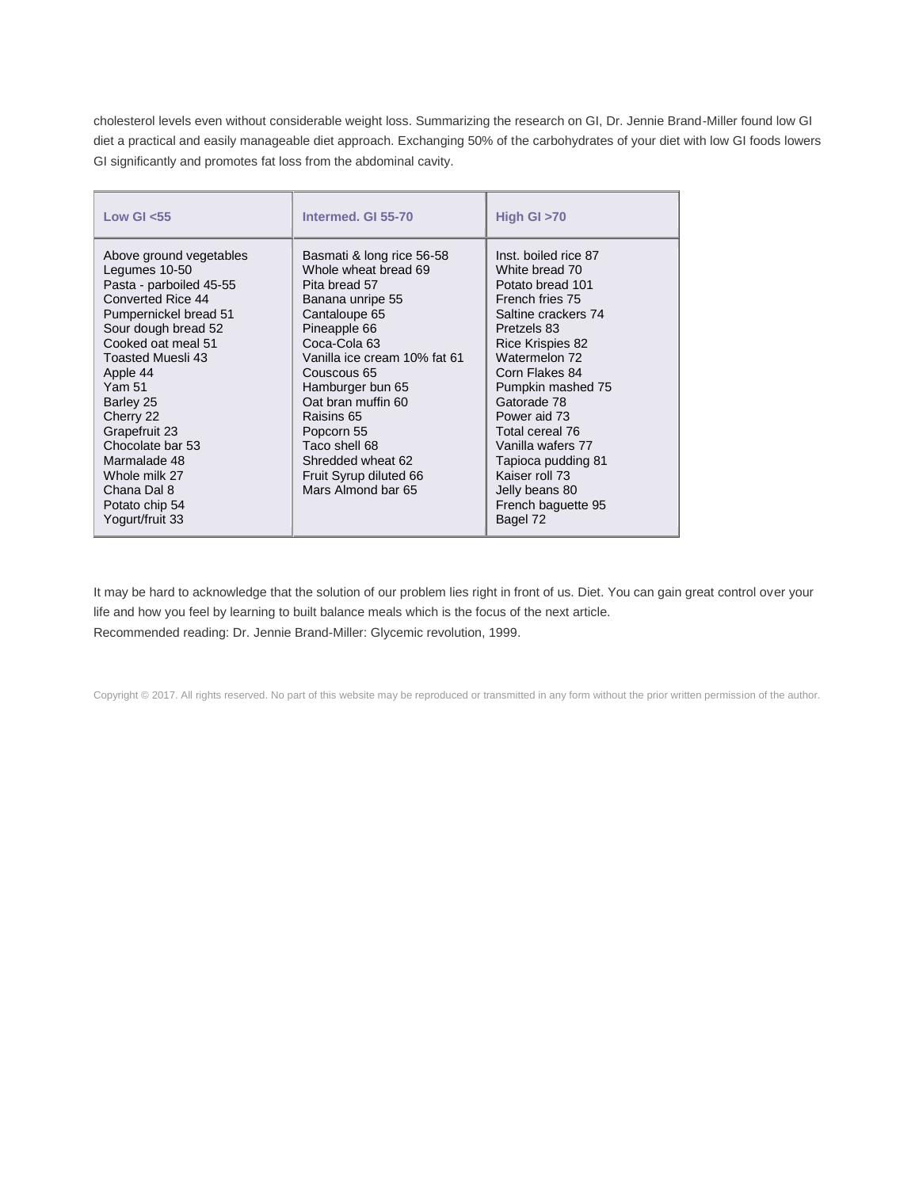cholesterol levels even without considerable weight loss. Summarizing the research on GI, Dr. Jennie Brand-Miller found low GI diet a practical and easily manageable diet approach. Exchanging 50% of the carbohydrates of your diet with low GI foods lowers GI significantly and promotes fat loss from the abdominal cavity.

| Low GI <55 | Intermed. GI 55-70 | High GI >70 |
| --- | --- | --- |
| Above ground vegetables | Basmati & long rice 56-58 | Inst. boiled rice 87 |
| Legumes 10-50 | Whole wheat bread 69 | White bread 70 |
| Pasta - parboiled 45-55 | Pita bread 57 | Potato bread 101 |
| Converted Rice 44 | Banana unripe 55 | French fries 75 |
| Pumpernickel bread 51 | Cantaloupe 65 | Saltine crackers 74 |
| Sour dough bread 52 | Pineapple 66 | Pretzels 83 |
| Cooked oat meal 51 | Coca-Cola 63 | Rice Krispies 82 |
| Toasted Muesli 43 | Vanilla ice cream 10% fat 61 | Watermelon 72 |
| Apple 44 | Couscous 65 | Corn Flakes 84 |
| Yam 51 | Hamburger bun 65 | Pumpkin mashed 75 |
| Barley 25 | Oat bran muffin 60 | Gatorade 78 |
| Cherry 22 | Raisins 65 | Power aid 73 |
| Grapefruit 23 | Popcorn 55 | Total cereal 76 |
| Chocolate bar 53 | Taco shell 68 | Vanilla wafers 77 |
| Marmalade 48 | Shredded wheat 62 | Tapioca pudding 81 |
| Whole milk 27 | Fruit Syrup diluted 66 | Kaiser roll 73 |
| Chana Dal 8 | Mars Almond bar 65 | Jelly beans 80 |
| Potato chip 54 | | French baguette 95 |
| Yogurt/fruit 33 | | Bagel 72 |

It may be hard to acknowledge that the solution of our problem lies right in front of us. Diet. You can gain great control over your life and how you feel by learning to built balance meals which is the focus of the next article.
Recommended reading: Dr. Jennie Brand-Miller: Glycemic revolution, 1999.

Copyright © 2017. All rights reserved. No part of this website may be reproduced or transmitted in any form without the prior written permission of the author.